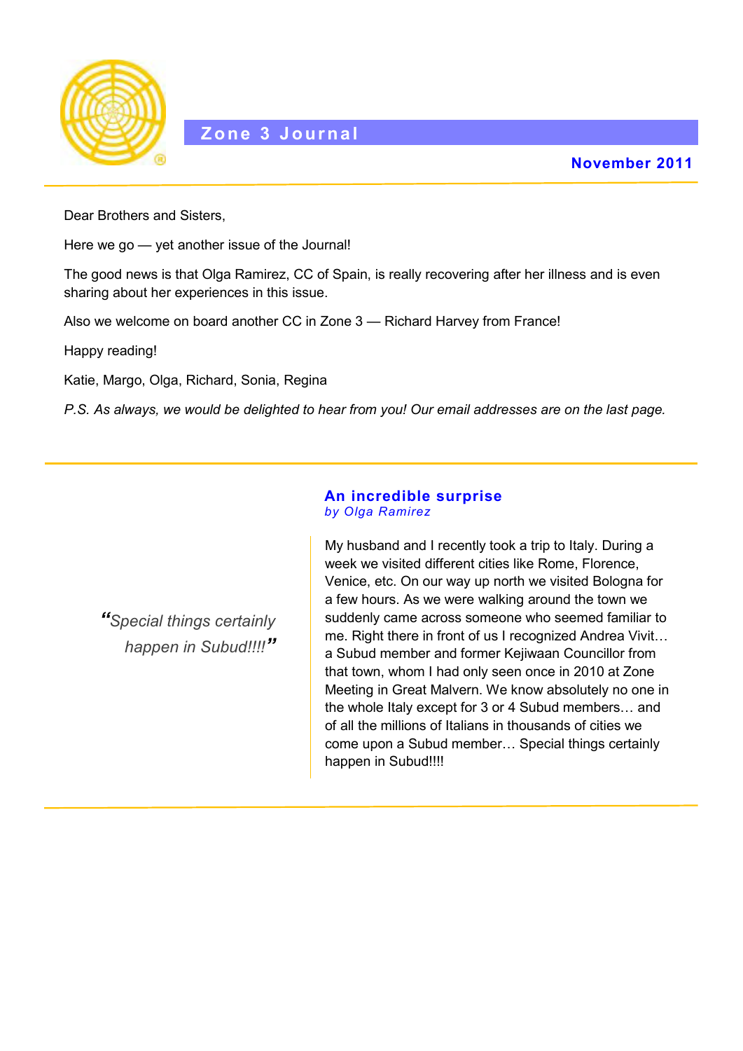# Zone 3 Journal

**November 2011**

Dear Brothers and Sisters,

Here we go — yet another issue of the Journal!

The good news is that Olga Ramirez, CC of Spain, is really recovering after her illness and is even sharing about her experiences in this issue.

Also we welcome on board another CC in Zone 3 — Richard Harvey from France!

Happy reading!

Katie, Margo, Olga, Richard, Sonia, Regina

*P.S. As always, we would be delighted to hear from you! Our email addresses are on the last page.*

---

## An incredible surprise

*by Olga Ramirez*

> *"Special things certainly happen in Subud!!!!"*

My husband and I recently took a trip to Italy. During a week we visited different cities like Rome, Florence, Venice, etc. On our way up north we visited Bologna for a few hours. As we were walking around the town we suddenly came across someone who seemed familiar to me. Right there in front of us I recognized Andrea Vivit… a Subud member and former Kejiwaan Councillor from that town, whom I had only seen once in 2010 at Zone Meeting in Great Malvern. We know absolutely no one in the whole Italy except for 3 or 4 Subud members… and of all the millions of Italians in thousands of cities we come upon a Subud member… Special things certainly happen in Subud!!!!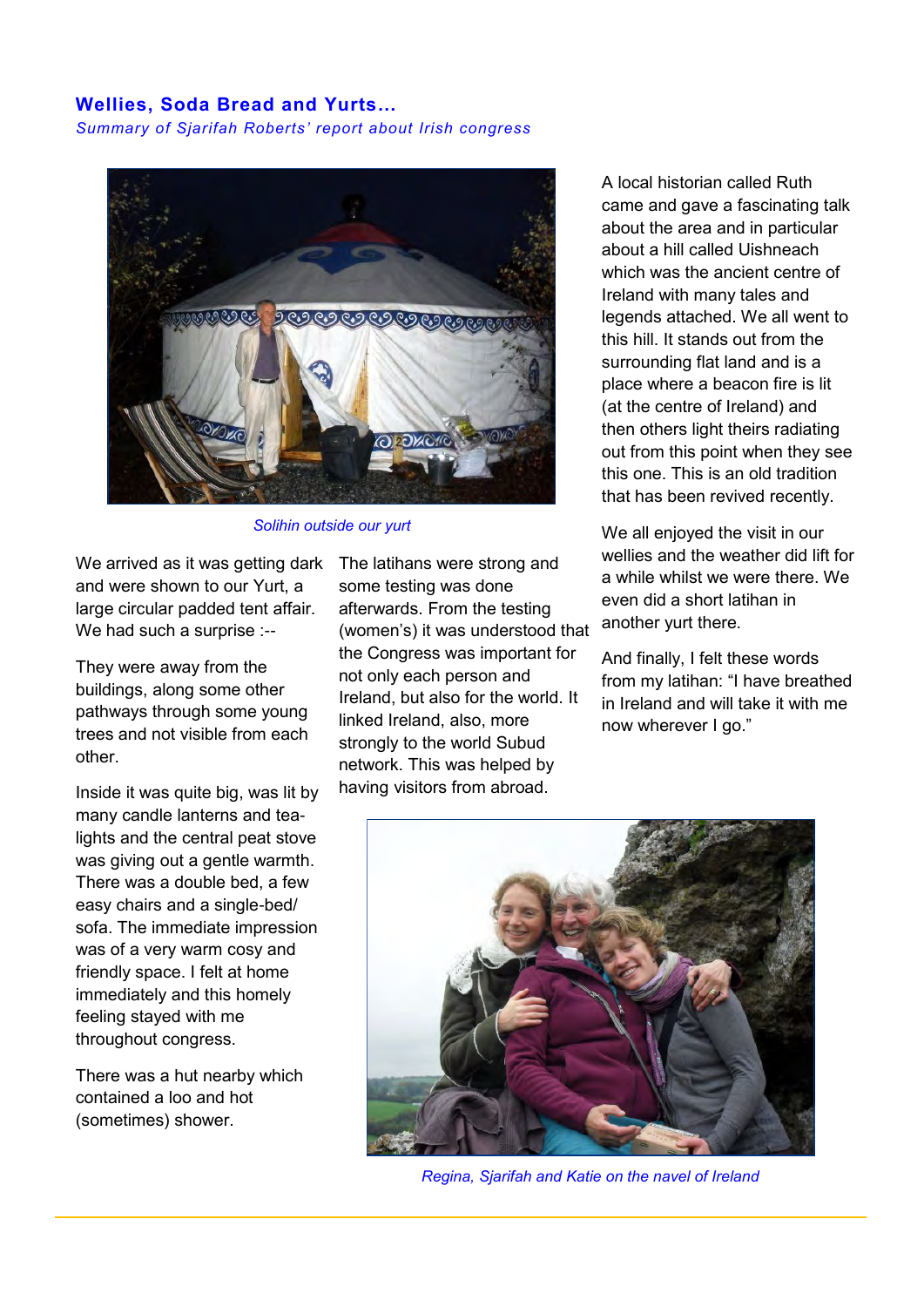## Wellies, Soda Bread and Yurts…

*Summary of Sjarifah Roberts' report about Irish congress*

Solihin outside our yurt

We arrived as it was getting dark and were shown to our Yurt, a large circular padded tent affair. We had such a surprise :--

They were away from the buildings, along some other pathways through some young trees and not visible from each other.

Inside it was quite big, was lit by many candle lanterns and tea-lights and the central peat stove was giving out a gentle warmth. There was a double bed, a few easy chairs and a single-bed/ sofa. The immediate impression was of a very warm cosy and friendly space. I felt at home immediately and this homely feeling stayed with me throughout congress.

There was a hut nearby which contained a loo and hot (sometimes) shower.

The latihans were strong and some testing was done afterwards. From the testing (women's) it was understood that the Congress was important for not only each person and Ireland, but also for the world. It linked Ireland, also, more strongly to the world Subud network. This was helped by having visitors from abroad.

A local historian called Ruth came and gave a fascinating talk about the area and in particular about a hill called Uishneach which was the ancient centre of Ireland with many tales and legends attached. We all went to this hill. It stands out from the surrounding flat land and is a place where a beacon fire is lit (at the centre of Ireland) and then others light theirs radiating out from this point when they see this one. This is an old tradition that has been revived recently.

We all enjoyed the visit in our wellies and the weather did lift for a while whilst we were there. We even did a short latihan in another yurt there.

And finally, I felt these words from my latihan: "I have breathed in Ireland and will take it with me now wherever I go."

Regina, Sjarifah and Katie on the navel of Ireland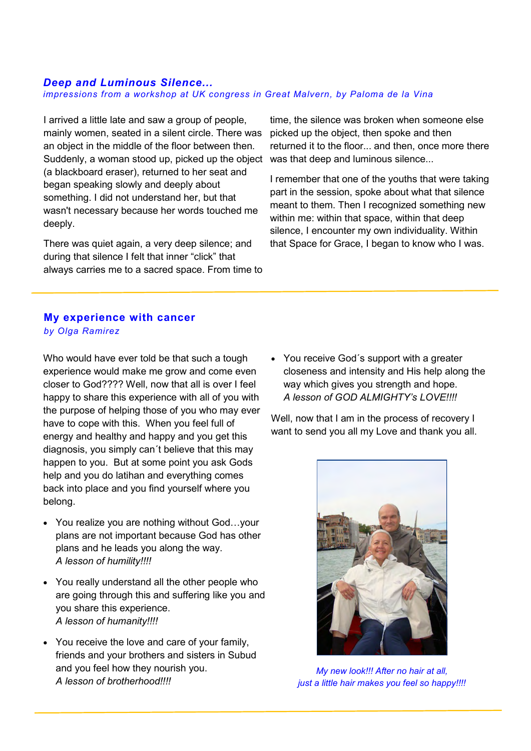## *Deep and Luminous Silence...*

*impressions from a workshop at UK congress in Great Malvern, by Paloma de la Vina*

I arrived a little late and saw a group of people, mainly women, seated in a silent circle. There was an object in the middle of the floor between then. Suddenly, a woman stood up, picked up the object (a blackboard eraser), returned to her seat and began speaking slowly and deeply about something. I did not understand her, but that wasn't necessary because her words touched me deeply.

There was quiet again, a very deep silence; and during that silence I felt that inner "click" that always carries me to a sacred space. From time to time, the silence was broken when someone else picked up the object, then spoke and then returned it to the floor... and then, once more there was that deep and luminous silence...

I remember that one of the youths that were taking part in the session, spoke about what that silence meant to them. Then I recognized something new within me: within that space, within that deep silence, I encounter my own individuality. Within that Space for Grace, I began to know who I was.

---

## My experience with cancer

*by Olga Ramirez*

Who would have ever told be that such a tough experience would make me grow and come even closer to God???? Well, now that all is over I feel happy to share this experience with all of you with the purpose of helping those of you who may ever have to cope with this. When you feel full of energy and healthy and happy and you get this diagnosis, you simply can´t believe that this may happen to you. But at some point you ask Gods help and you do latihan and everything comes back into place and you find yourself where you belong.

- You realize you are nothing without God…your plans are not important because God has other plans and he leads you along the way.
  *A lesson of humility!!!!*

- You really understand all the other people who are going through this and suffering like you and you share this experience.
  *A lesson of humanity!!!!*

- You receive the love and care of your family, friends and your brothers and sisters in Subud and you feel how they nourish you.
  *A lesson of brotherhood!!!!*

- You receive God´s support with a greater closeness and intensity and His help along the way which gives you strength and hope.
  *A lesson of GOD ALMIGHTY's LOVE!!!!*

Well, now that I am in the process of recovery I want to send you all my Love and thank you all.

*My new look!!! After no hair at all, just a little hair makes you feel so happy!!!!*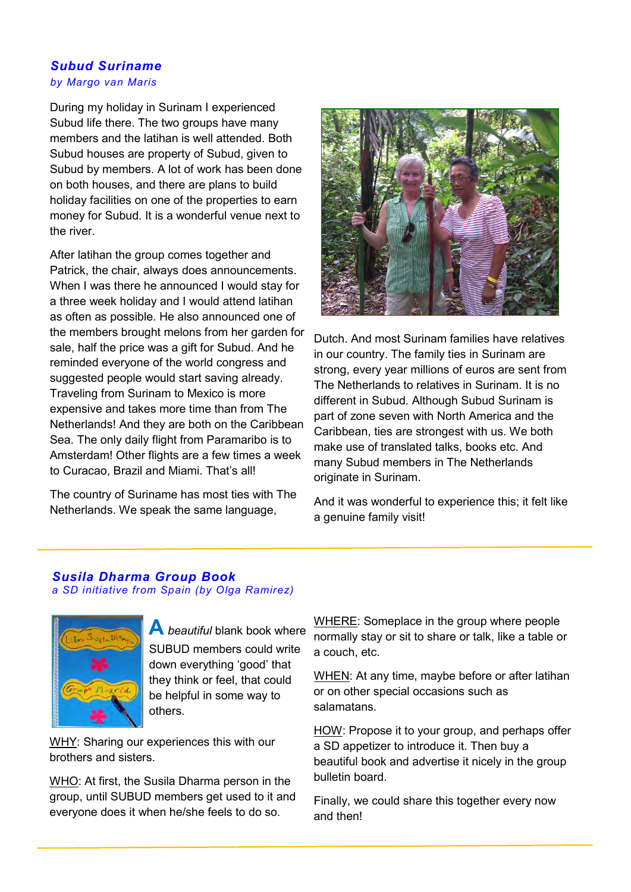## *Subud Suriname*

*by Margo van Maris*

During my holiday in Surinam I experienced Subud life there. The two groups have many members and the latihan is well attended. Both Subud houses are property of Subud, given to Subud by members. A lot of work has been done on both houses, and there are plans to build holiday facilities on one of the properties to earn money for Subud. It is a wonderful venue next to the river.

After latihan the group comes together and Patrick, the chair, always does announcements. When I was there he announced I would stay for a three week holiday and I would attend latihan as often as possible. He also announced one of the members brought melons from her garden for sale, half the price was a gift for Subud. And he reminded everyone of the world congress and suggested people would start saving already. Traveling from Surinam to Mexico is more expensive and takes more time than from The Netherlands! And they are both on the Caribbean Sea. The only daily flight from Paramaribo is to Amsterdam! Other flights are a few times a week to Curacao, Brazil and Miami. That's all!

The country of Suriname has most ties with The Netherlands. We speak the same language, Dutch. And most Surinam families have relatives in our country. The family ties in Surinam are strong, every year millions of euros are sent from The Netherlands to relatives in Surinam. It is no different in Subud. Although Subud Surinam is part of zone seven with North America and the Caribbean, ties are strongest with us. We both make use of translated talks, books etc. And many Subud members in The Netherlands originate in Surinam.

And it was wonderful to experience this; it felt like a genuine family visit!

## *Susila Dharma Group Book*

*a SD initiative from Spain (by Olga Ramirez)*

**A** *beautiful* blank book where SUBUD members could write down everything 'good' that they think or feel, that could be helpful in some way to others.

WHY: Sharing our experiences this with our brothers and sisters.

WHO: At first, the Susila Dharma person in the group, until SUBUD members get used to it and everyone does it when he/she feels to do so.

WHERE: Someplace in the group where people normally stay or sit to share or talk, like a table or a couch, etc.

WHEN: At any time, maybe before or after latihan or on other special occasions such as salamatans.

HOW: Propose it to your group, and perhaps offer a SD appetizer to introduce it. Then buy a beautiful book and advertise it nicely in the group bulletin board.

Finally, we could share this together every now and then!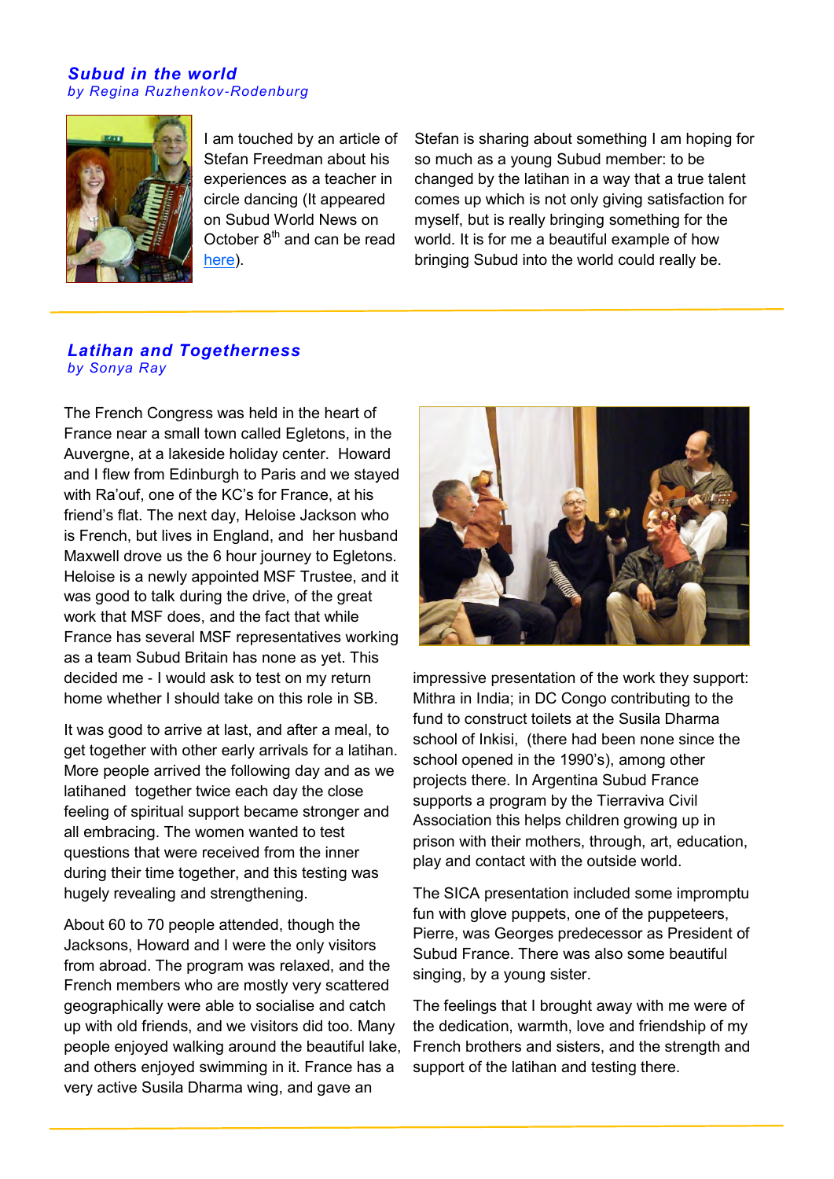## *Subud in the world*

*by Regina Ruzhenkov-Rodenburg*

I am touched by an article of Stefan Freedman about his experiences as a teacher in circle dancing (It appeared on Subud World News on October 8th and can be read here).

Stefan is sharing about something I am hoping for so much as a young Subud member: to be changed by the latihan in a way that a true talent comes up which is not only giving satisfaction for myself, but is really bringing something for the world. It is for me a beautiful example of how bringing Subud into the world could really be.

## *Latihan and Togetherness*

*by Sonya Ray*

The French Congress was held in the heart of France near a small town called Egletons, in the Auvergne, at a lakeside holiday center. Howard and I flew from Edinburgh to Paris and we stayed with Ra'ouf, one of the KC's for France, at his friend's flat. The next day, Heloise Jackson who is French, but lives in England, and her husband Maxwell drove us the 6 hour journey to Egletons. Heloise is a newly appointed MSF Trustee, and it was good to talk during the drive, of the great work that MSF does, and the fact that while France has several MSF representatives working as a team Subud Britain has none as yet. This decided me - I would ask to test on my return home whether I should take on this role in SB.

It was good to arrive at last, and after a meal, to get together with other early arrivals for a latihan. More people arrived the following day and as we latihaned together twice each day the close feeling of spiritual support became stronger and all embracing. The women wanted to test questions that were received from the inner during their time together, and this testing was hugely revealing and strengthening.

About 60 to 70 people attended, though the Jacksons, Howard and I were the only visitors from abroad. The program was relaxed, and the French members who are mostly very scattered geographically were able to socialise and catch up with old friends, and we visitors did too. Many people enjoyed walking around the beautiful lake, and others enjoyed swimming in it. France has a very active Susila Dharma wing, and gave an impressive presentation of the work they support: Mithra in India; in DC Congo contributing to the fund to construct toilets at the Susila Dharma school of Inkisi, (there had been none since the school opened in the 1990's), among other projects there. In Argentina Subud France supports a program by the Tierraviva Civil Association this helps children growing up in prison with their mothers, through, art, education, play and contact with the outside world.

The SICA presentation included some impromptu fun with glove puppets, one of the puppeteers, Pierre, was Georges predecessor as President of Subud France. There was also some beautiful singing, by a young sister.

The feelings that I brought away with me were of the dedication, warmth, love and friendship of my French brothers and sisters, and the strength and support of the latihan and testing there.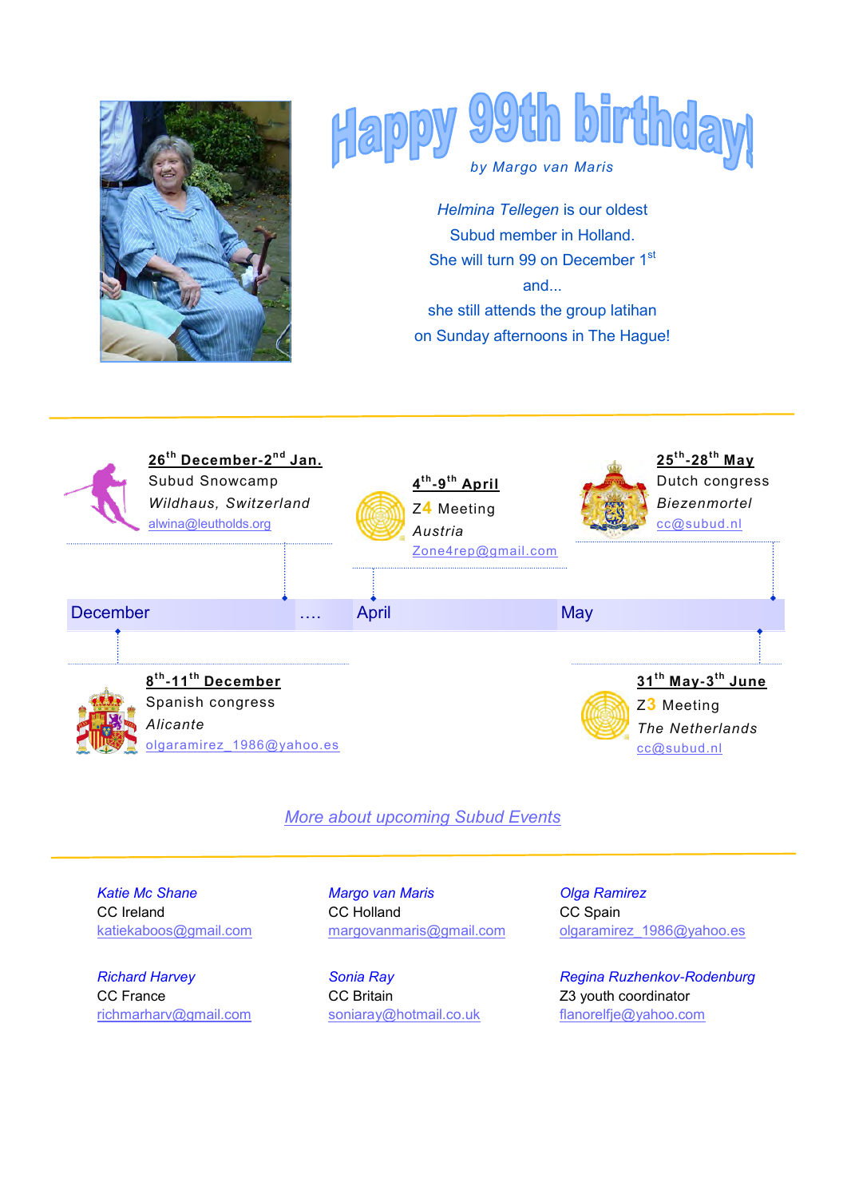# Happy 99th birthday!

*by Margo van Maris*

*Helmina Tellegen* is our oldest Subud member in Holland. She will turn 99 on December 1st and... she still attends the group latihan on Sunday afternoons in The Hague!

---

**26th December-2nd Jan.**
Subud Snowcamp
*Wildhaus, Switzerland*
alwina@leutholds.org

**4th-9th April**
Z4 Meeting
*Austria*
Zone4rep@gmail.com

**25th-28th May**
Dutch congress
*Biezenmortel*
cc@subud.nl

December .... April May

**8th-11th December**
Spanish congress
*Alicante*
olgaramirez_1986@yahoo.es

**31th May-3th June**
Z3 Meeting
*The Netherlands*
cc@subud.nl

*More about upcoming Subud Events*

---

*Katie Mc Shane*
CC Ireland
katiekaboos@gmail.com

*Margo van Maris*
CC Holland
margovanmaris@gmail.com

*Olga Ramirez*
CC Spain
olgaramirez_1986@yahoo.es

*Richard Harvey*
CC France
richmarharv@gmail.com

*Sonia Ray*
CC Britain
soniaray@hotmail.co.uk

*Regina Ruzhenkov-Rodenburg*
Z3 youth coordinator
flanorelfje@yahoo.com